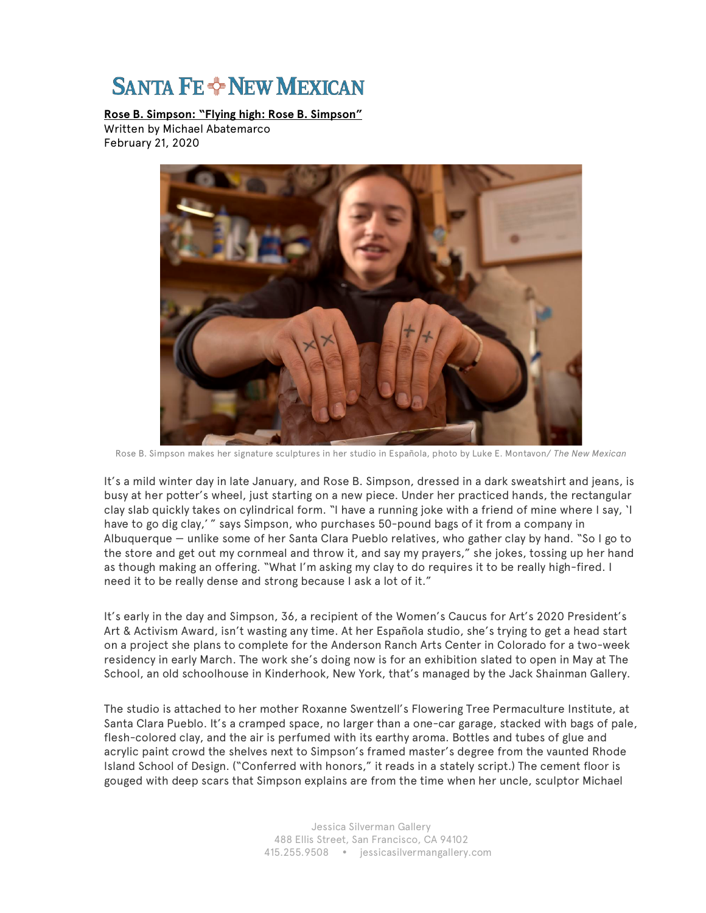# SANTA FE NEW MEXICAN

**Rose B. Simpson: "Flying high: Rose B. Simpson"**
Written by Michael Abatemarco
February 21, 2020

Rose B. Simpson makes her signature sculptures in her studio in Española, photo by Luke E. Montavon/ *The New Mexican*

It's a mild winter day in late January, and Rose B. Simpson, dressed in a dark sweatshirt and jeans, is busy at her potter's wheel, just starting on a new piece. Under her practiced hands, the rectangular clay slab quickly takes on cylindrical form. "I have a running joke with a friend of mine where I say, 'I have to go dig clay,' " says Simpson, who purchases 50-pound bags of it from a company in Albuquerque — unlike some of her Santa Clara Pueblo relatives, who gather clay by hand. "So I go to the store and get out my cornmeal and throw it, and say my prayers," she jokes, tossing up her hand as though making an offering. "What I'm asking my clay to do requires it to be really high-fired. I need it to be really dense and strong because I ask a lot of it."

It's early in the day and Simpson, 36, a recipient of the Women's Caucus for Art's 2020 President's Art & Activism Award, isn't wasting any time. At her Española studio, she's trying to get a head start on a project she plans to complete for the Anderson Ranch Arts Center in Colorado for a two-week residency in early March. The work she's doing now is for an exhibition slated to open in May at The School, an old schoolhouse in Kinderhook, New York, that's managed by the Jack Shainman Gallery.

The studio is attached to her mother Roxanne Swentzell's Flowering Tree Permaculture Institute, at Santa Clara Pueblo. It's a cramped space, no larger than a one-car garage, stacked with bags of pale, flesh-colored clay, and the air is perfumed with its earthy aroma. Bottles and tubes of glue and acrylic paint crowd the shelves next to Simpson's framed master's degree from the vaunted Rhode Island School of Design. ("Conferred with honors," it reads in a stately script.) The cement floor is gouged with deep scars that Simpson explains are from the time when her uncle, sculptor Michael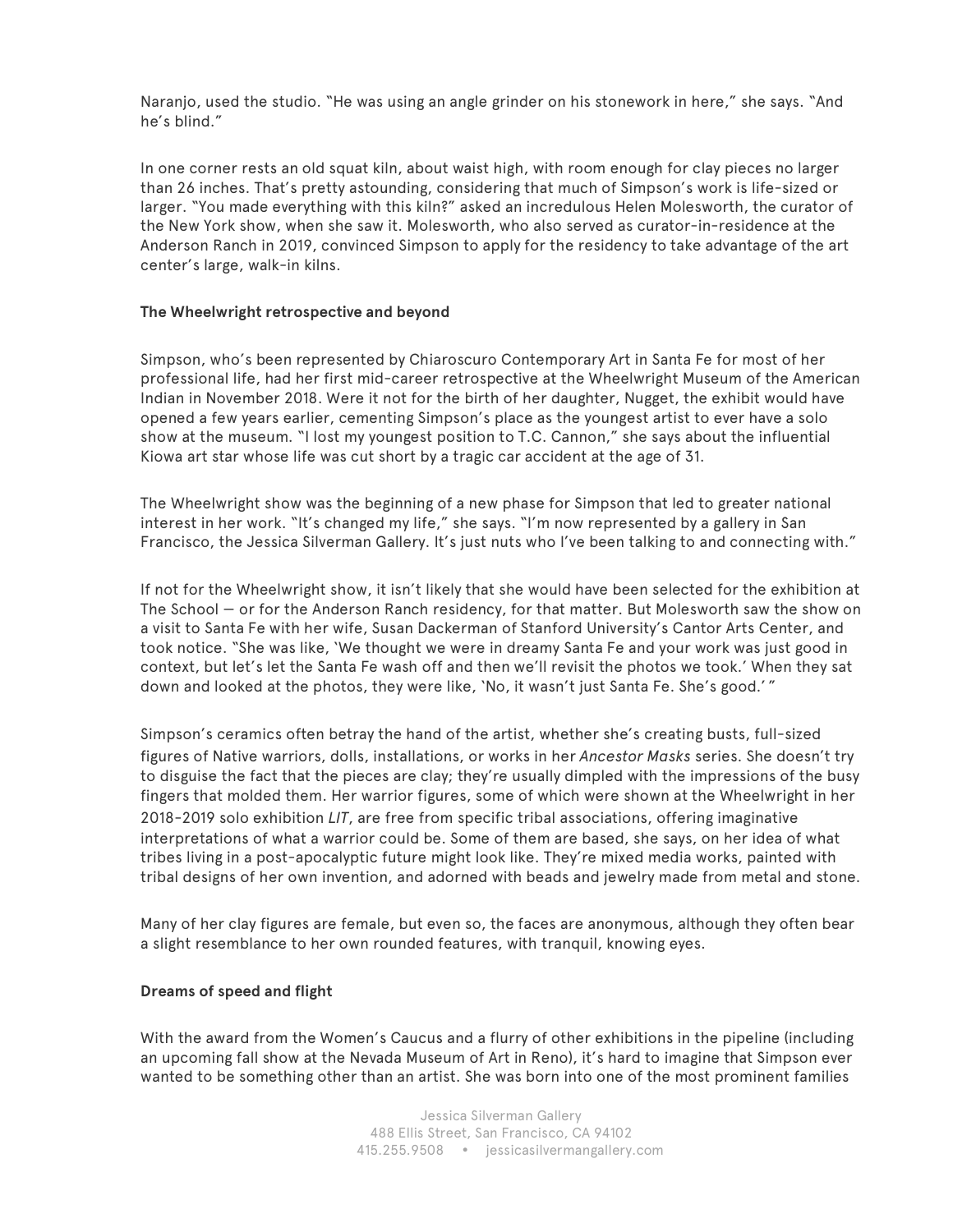Naranjo, used the studio. "He was using an angle grinder on his stonework in here," she says. "And he's blind."

In one corner rests an old squat kiln, about waist high, with room enough for clay pieces no larger than 26 inches. That's pretty astounding, considering that much of Simpson's work is life-sized or larger. "You made everything with this kiln?" asked an incredulous Helen Molesworth, the curator of the New York show, when she saw it. Molesworth, who also served as curator-in-residence at the Anderson Ranch in 2019, convinced Simpson to apply for the residency to take advantage of the art center's large, walk-in kilns.

**The Wheelwright retrospective and beyond**

Simpson, who's been represented by Chiaroscuro Contemporary Art in Santa Fe for most of her professional life, had her first mid-career retrospective at the Wheelwright Museum of the American Indian in November 2018. Were it not for the birth of her daughter, Nugget, the exhibit would have opened a few years earlier, cementing Simpson's place as the youngest artist to ever have a solo show at the museum. "I lost my youngest position to T.C. Cannon," she says about the influential Kiowa art star whose life was cut short by a tragic car accident at the age of 31.

The Wheelwright show was the beginning of a new phase for Simpson that led to greater national interest in her work. "It's changed my life," she says. "I'm now represented by a gallery in San Francisco, the Jessica Silverman Gallery. It's just nuts who I've been talking to and connecting with."

If not for the Wheelwright show, it isn't likely that she would have been selected for the exhibition at The School — or for the Anderson Ranch residency, for that matter. But Molesworth saw the show on a visit to Santa Fe with her wife, Susan Dackerman of Stanford University's Cantor Arts Center, and took notice. "She was like, 'We thought we were in dreamy Santa Fe and your work was just good in context, but let's let the Santa Fe wash off and then we'll revisit the photos we took.' When they sat down and looked at the photos, they were like, 'No, it wasn't just Santa Fe. She's good.' "

Simpson's ceramics often betray the hand of the artist, whether she's creating busts, full-sized figures of Native warriors, dolls, installations, or works in her *Ancestor Masks* series. She doesn't try to disguise the fact that the pieces are clay; they're usually dimpled with the impressions of the busy fingers that molded them. Her warrior figures, some of which were shown at the Wheelwright in her 2018-2019 solo exhibition *LIT*, are free from specific tribal associations, offering imaginative interpretations of what a warrior could be. Some of them are based, she says, on her idea of what tribes living in a post-apocalyptic future might look like. They're mixed media works, painted with tribal designs of her own invention, and adorned with beads and jewelry made from metal and stone.

Many of her clay figures are female, but even so, the faces are anonymous, although they often bear a slight resemblance to her own rounded features, with tranquil, knowing eyes.

**Dreams of speed and flight**

With the award from the Women's Caucus and a flurry of other exhibitions in the pipeline (including an upcoming fall show at the Nevada Museum of Art in Reno), it's hard to imagine that Simpson ever wanted to be something other than an artist. She was born into one of the most prominent families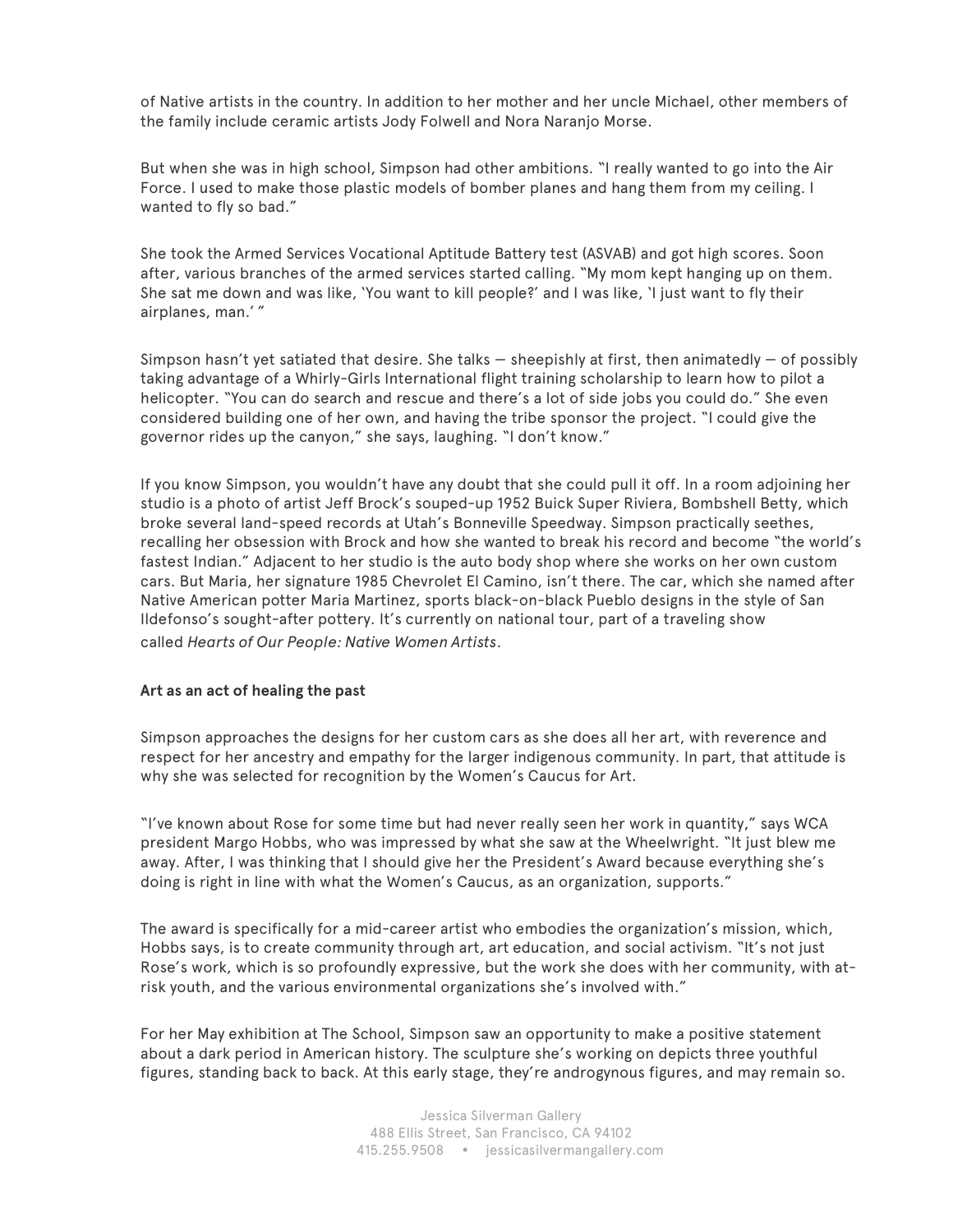of Native artists in the country. In addition to her mother and her uncle Michael, other members of the family include ceramic artists Jody Folwell and Nora Naranjo Morse.

But when she was in high school, Simpson had other ambitions. "I really wanted to go into the Air Force. I used to make those plastic models of bomber planes and hang them from my ceiling. I wanted to fly so bad."

She took the Armed Services Vocational Aptitude Battery test (ASVAB) and got high scores. Soon after, various branches of the armed services started calling. "My mom kept hanging up on them. She sat me down and was like, 'You want to kill people?' and I was like, 'I just want to fly their airplanes, man.' "

Simpson hasn't yet satiated that desire. She talks — sheepishly at first, then animatedly — of possibly taking advantage of a Whirly-Girls International flight training scholarship to learn how to pilot a helicopter. "You can do search and rescue and there's a lot of side jobs you could do." She even considered building one of her own, and having the tribe sponsor the project. "I could give the governor rides up the canyon," she says, laughing. "I don't know."

If you know Simpson, you wouldn't have any doubt that she could pull it off. In a room adjoining her studio is a photo of artist Jeff Brock's souped-up 1952 Buick Super Riviera, Bombshell Betty, which broke several land-speed records at Utah's Bonneville Speedway. Simpson practically seethes, recalling her obsession with Brock and how she wanted to break his record and become "the world's fastest Indian." Adjacent to her studio is the auto body shop where she works on her own custom cars. But Maria, her signature 1985 Chevrolet El Camino, isn't there. The car, which she named after Native American potter Maria Martinez, sports black-on-black Pueblo designs in the style of San Ildefonso's sought-after pottery. It's currently on national tour, part of a traveling show called *Hearts of Our People: Native Women Artists*.

**Art as an act of healing the past**

Simpson approaches the designs for her custom cars as she does all her art, with reverence and respect for her ancestry and empathy for the larger indigenous community. In part, that attitude is why she was selected for recognition by the Women's Caucus for Art.

"I've known about Rose for some time but had never really seen her work in quantity," says WCA president Margo Hobbs, who was impressed by what she saw at the Wheelwright. "It just blew me away. After, I was thinking that I should give her the President's Award because everything she's doing is right in line with what the Women's Caucus, as an organization, supports."

The award is specifically for a mid-career artist who embodies the organization's mission, which, Hobbs says, is to create community through art, art education, and social activism. "It's not just Rose's work, which is so profoundly expressive, but the work she does with her community, with at-risk youth, and the various environmental organizations she's involved with."

For her May exhibition at The School, Simpson saw an opportunity to make a positive statement about a dark period in American history. The sculpture she's working on depicts three youthful figures, standing back to back. At this early stage, they're androgynous figures, and may remain so.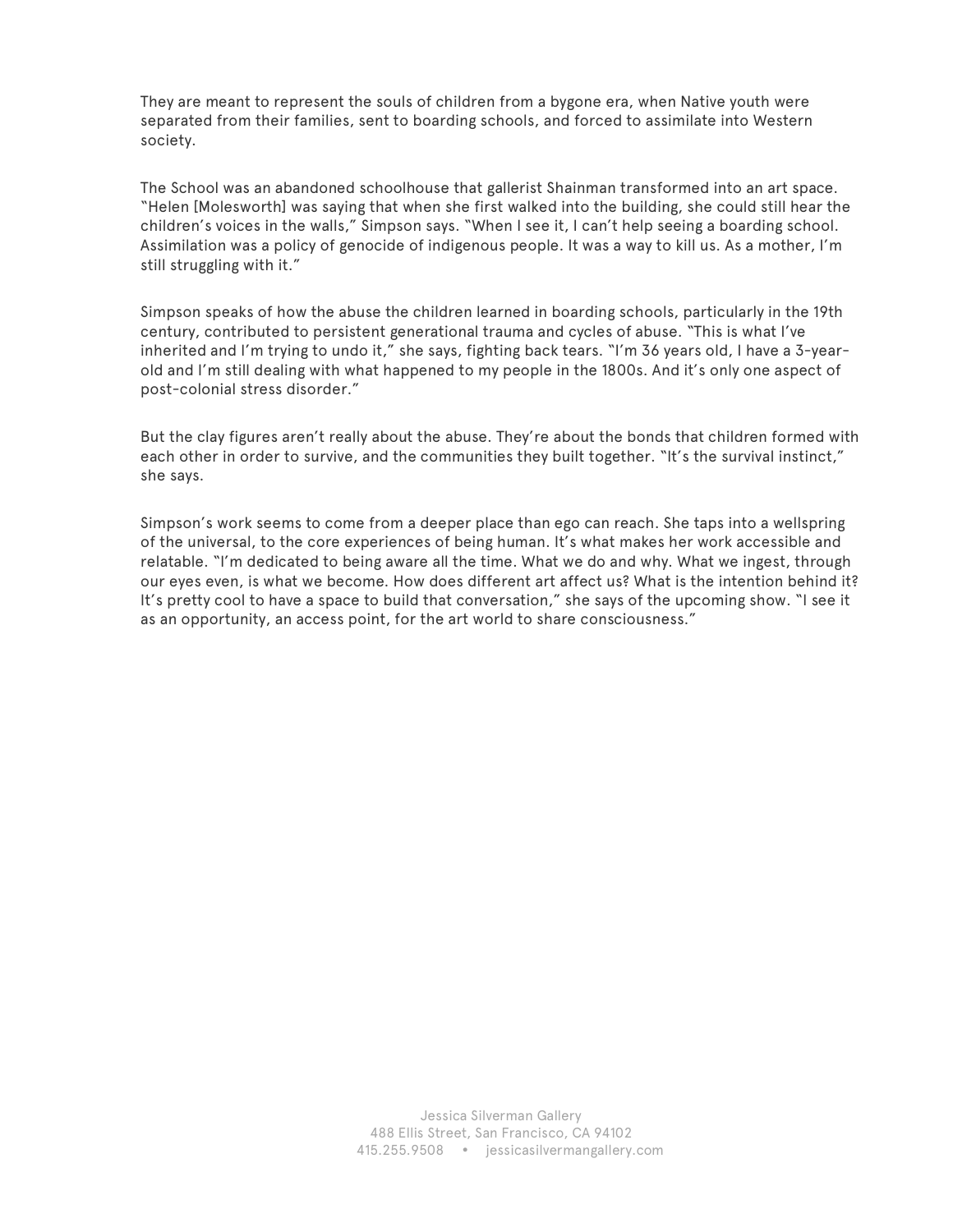They are meant to represent the souls of children from a bygone era, when Native youth were separated from their families, sent to boarding schools, and forced to assimilate into Western society.

The School was an abandoned schoolhouse that gallerist Shainman transformed into an art space. "Helen [Molesworth] was saying that when she first walked into the building, she could still hear the children's voices in the walls," Simpson says. "When I see it, I can't help seeing a boarding school. Assimilation was a policy of genocide of indigenous people. It was a way to kill us. As a mother, I'm still struggling with it."

Simpson speaks of how the abuse the children learned in boarding schools, particularly in the 19th century, contributed to persistent generational trauma and cycles of abuse. "This is what I've inherited and I'm trying to undo it," she says, fighting back tears. "I'm 36 years old, I have a 3-year-old and I'm still dealing with what happened to my people in the 1800s. And it's only one aspect of post-colonial stress disorder."

But the clay figures aren't really about the abuse. They're about the bonds that children formed with each other in order to survive, and the communities they built together. "It's the survival instinct," she says.

Simpson's work seems to come from a deeper place than ego can reach. She taps into a wellspring of the universal, to the core experiences of being human. It's what makes her work accessible and relatable. "I'm dedicated to being aware all the time. What we do and why. What we ingest, through our eyes even, is what we become. How does different art affect us? What is the intention behind it? It's pretty cool to have a space to build that conversation," she says of the upcoming show. "I see it as an opportunity, an access point, for the art world to share consciousness."

Jessica Silverman Gallery
488 Ellis Street, San Francisco, CA 94102
415.255.9508 • jessicasilvermangallery.com